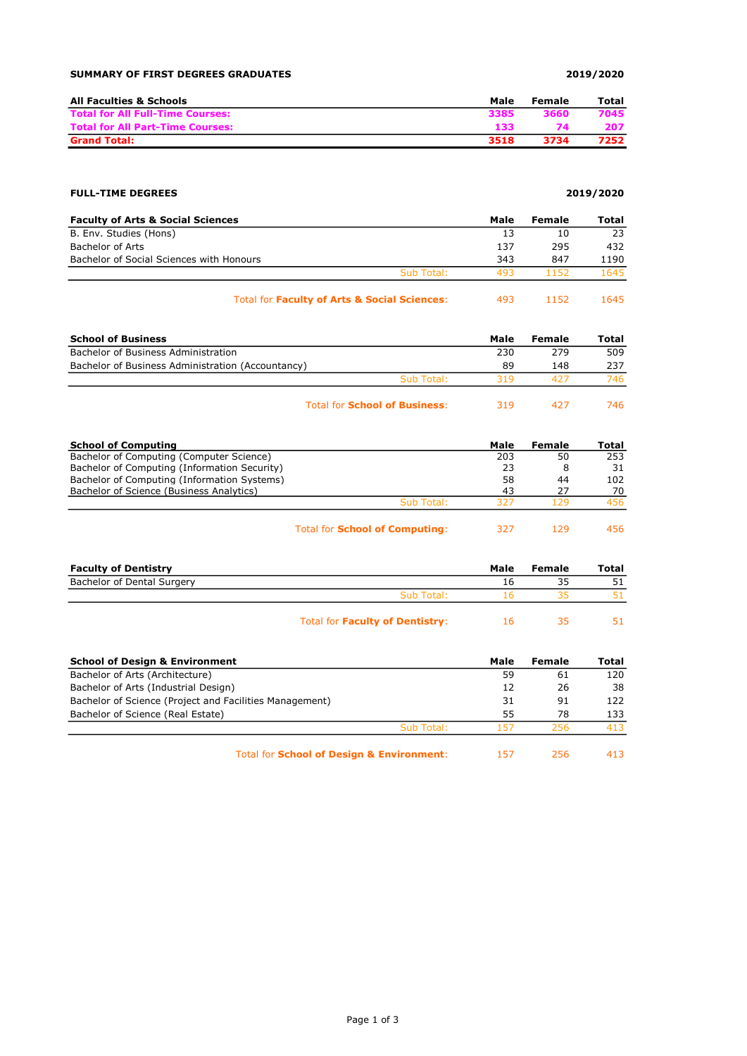**SUMMARY OF FIRST DEGREES GRADUATES** **2019/2020**

| All Faculties & Schools | Male | Female | Total |
|---|---|---|---|
| **Total for All Full-Time Courses:** | **3385** | **3660** | **7045** |
| **Total for All Part-Time Courses:** | **133** | **74** | **207** |
| **Grand Total:** | **3518** | **3734** | **7252** |

**FULL-TIME DEGREES** **2019/2020**

| Faculty of Arts & Social Sciences | Male | Female | Total |
|---|---|---|---|
| B. Env. Studies (Hons) | 13 | 10 | 23 |
| Bachelor of Arts | 137 | 295 | 432 |
| Bachelor of Social Sciences with Honours | 343 | 847 | 1190 |
| Sub Total: | 493 | 1152 | 1645 |
| Total for **Faculty of Arts & Social Sciences**: | 493 | 1152 | 1645 |

| School of Business | Male | Female | Total |
|---|---|---|---|
| Bachelor of Business Administration | 230 | 279 | 509 |
| Bachelor of Business Administration (Accountancy) | 89 | 148 | 237 |
| Sub Total: | 319 | 427 | 746 |
| Total for **School of Business**: | 319 | 427 | 746 |

| School of Computing | Male | Female | Total |
|---|---|---|---|
| Bachelor of Computing (Computer Science) | 203 | 50 | 253 |
| Bachelor of Computing (Information Security) | 23 | 8 | 31 |
| Bachelor of Computing (Information Systems) | 58 | 44 | 102 |
| Bachelor of Science (Business Analytics) | 43 | 27 | 70 |
| Sub Total: | 327 | 129 | 456 |
| Total for **School of Computing**: | 327 | 129 | 456 |

| Faculty of Dentistry | Male | Female | Total |
|---|---|---|---|
| Bachelor of Dental Surgery | 16 | 35 | 51 |
| Sub Total: | 16 | 35 | 51 |
| Total for **Faculty of Dentistry**: | 16 | 35 | 51 |

| School of Design & Environment | Male | Female | Total |
|---|---|---|---|
| Bachelor of Arts (Architecture) | 59 | 61 | 120 |
| Bachelor of Arts (Industrial Design) | 12 | 26 | 38 |
| Bachelor of Science (Project and Facilities Management) | 31 | 91 | 122 |
| Bachelor of Science (Real Estate) | 55 | 78 | 133 |
| Sub Total: | 157 | 256 | 413 |
| Total for **School of Design & Environment**: | 157 | 256 | 413 |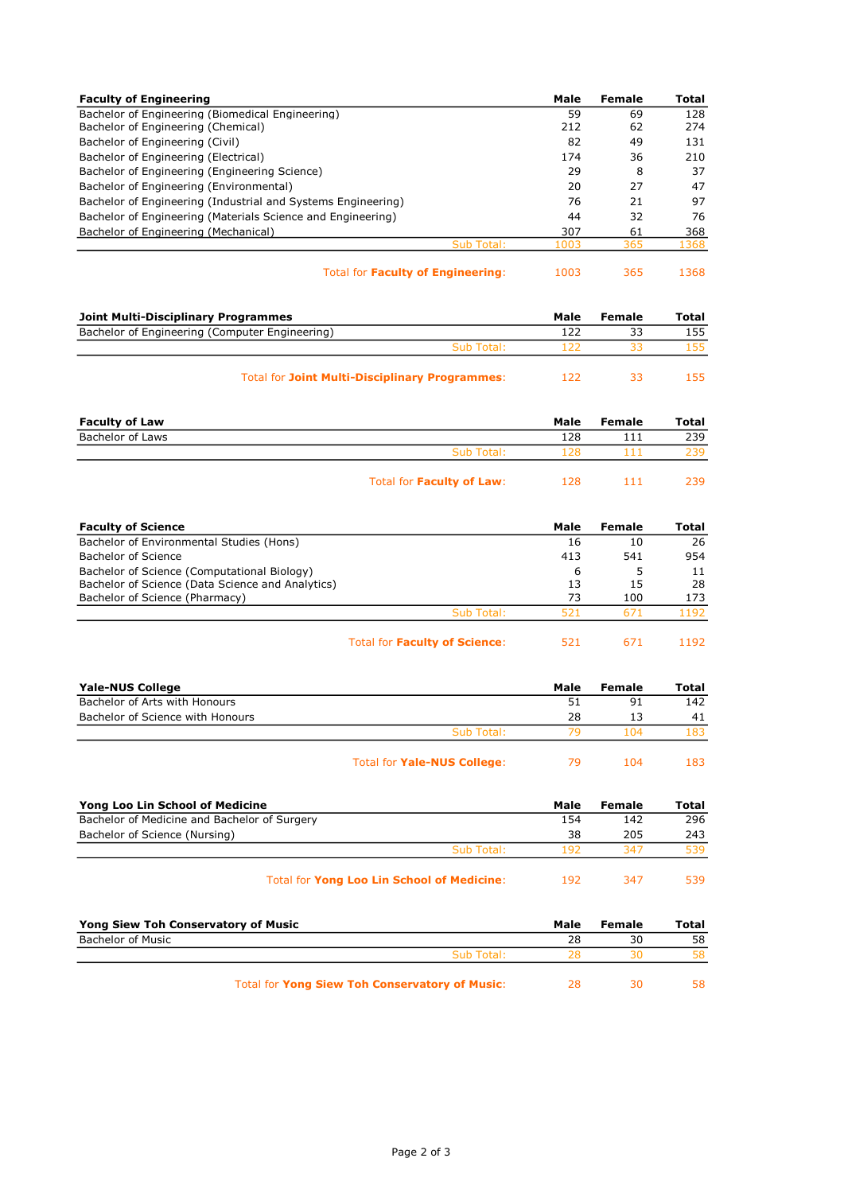| Faculty of Engineering | Male | Female | Total |
|---|---|---|---|
| Bachelor of Engineering (Biomedical Engineering) | 59 | 69 | 128 |
| Bachelor of Engineering (Chemical) | 212 | 62 | 274 |
| Bachelor of Engineering (Civil) | 82 | 49 | 131 |
| Bachelor of Engineering (Electrical) | 174 | 36 | 210 |
| Bachelor of Engineering (Engineering Science) | 29 | 8 | 37 |
| Bachelor of Engineering (Environmental) | 20 | 27 | 47 |
| Bachelor of Engineering (Industrial and Systems Engineering) | 76 | 21 | 97 |
| Bachelor of Engineering (Materials Science and Engineering) | 44 | 32 | 76 |
| Bachelor of Engineering (Mechanical) | 307 | 61 | 368 |
| Sub Total: | 1003 | 365 | 1368 |
| Total for **Faculty of Engineering**: | 1003 | 365 | 1368 |

| Joint Multi-Disciplinary Programmes | Male | Female | Total |
|---|---|---|---|
| Bachelor of Engineering (Computer Engineering) | 122 | 33 | 155 |
| Sub Total: | 122 | 33 | 155 |
| Total for **Joint Multi-Disciplinary Programmes**: | 122 | 33 | 155 |

| Faculty of Law | Male | Female | Total |
|---|---|---|---|
| Bachelor of Laws | 128 | 111 | 239 |
| Sub Total: | 128 | 111 | 239 |
| Total for **Faculty of Law**: | 128 | 111 | 239 |

| Faculty of Science | Male | Female | Total |
|---|---|---|---|
| Bachelor of Environmental Studies (Hons) | 16 | 10 | 26 |
| Bachelor of Science | 413 | 541 | 954 |
| Bachelor of Science (Computational Biology) | 6 | 5 | 11 |
| Bachelor of Science (Data Science and Analytics) | 13 | 15 | 28 |
| Bachelor of Science (Pharmacy) | 73 | 100 | 173 |
| Sub Total: | 521 | 671 | 1192 |
| Total for **Faculty of Science**: | 521 | 671 | 1192 |

| Yale-NUS College | Male | Female | Total |
|---|---|---|---|
| Bachelor of Arts with Honours | 51 | 91 | 142 |
| Bachelor of Science with Honours | 28 | 13 | 41 |
| Sub Total: | 79 | 104 | 183 |
| Total for **Yale-NUS College**: | 79 | 104 | 183 |

| Yong Loo Lin School of Medicine | Male | Female | Total |
|---|---|---|---|
| Bachelor of Medicine and Bachelor of Surgery | 154 | 142 | 296 |
| Bachelor of Science (Nursing) | 38 | 205 | 243 |
| Sub Total: | 192 | 347 | 539 |
| Total for **Yong Loo Lin School of Medicine**: | 192 | 347 | 539 |

| Yong Siew Toh Conservatory of Music | Male | Female | Total |
|---|---|---|---|
| Bachelor of Music | 28 | 30 | 58 |
| Sub Total: | 28 | 30 | 58 |
| Total for **Yong Siew Toh Conservatory of Music**: | 28 | 30 | 58 |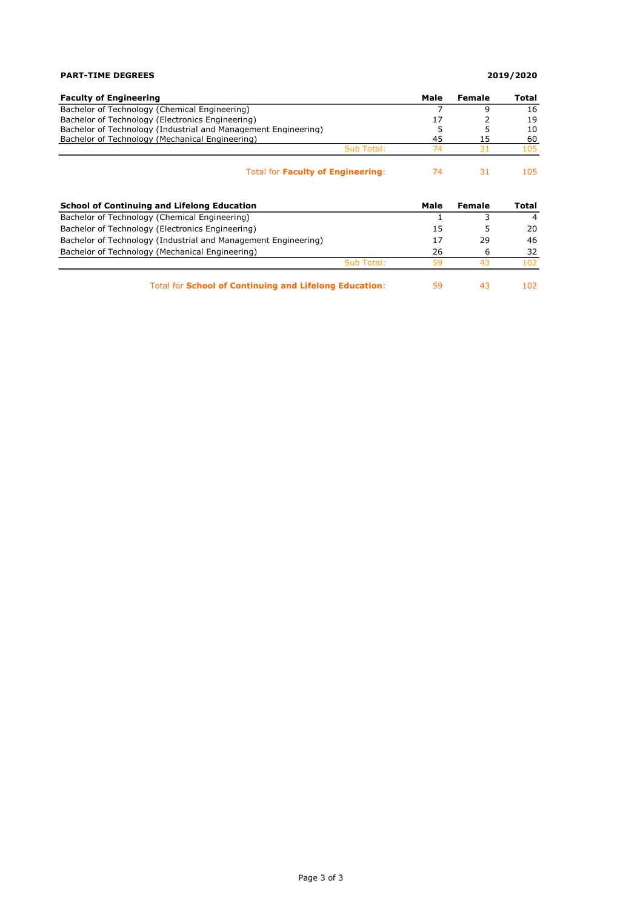**PART-TIME DEGREES** **2019/2020**

| Faculty of Engineering | Male | Female | Total |
|---|---|---|---|
| Bachelor of Technology (Chemical Engineering) | 7 | 9 | 16 |
| Bachelor of Technology (Electronics Engineering) | 17 | 2 | 19 |
| Bachelor of Technology (Industrial and Management Engineering) | 5 | 5 | 10 |
| Bachelor of Technology (Mechanical Engineering) | 45 | 15 | 60 |
| Sub Total: | 74 | 31 | 105 |
| Total for **Faculty of Engineering**: | 74 | 31 | 105 |

| School of Continuing and Lifelong Education | Male | Female | Total |
|---|---|---|---|
| Bachelor of Technology (Chemical Engineering) | 1 | 3 | 4 |
| Bachelor of Technology (Electronics Engineering) | 15 | 5 | 20 |
| Bachelor of Technology (Industrial and Management Engineering) | 17 | 29 | 46 |
| Bachelor of Technology (Mechanical Engineering) | 26 | 6 | 32 |
| Sub Total: | 59 | 43 | 102 |
| Total for **School of Continuing and Lifelong Education**: | 59 | 43 | 102 |